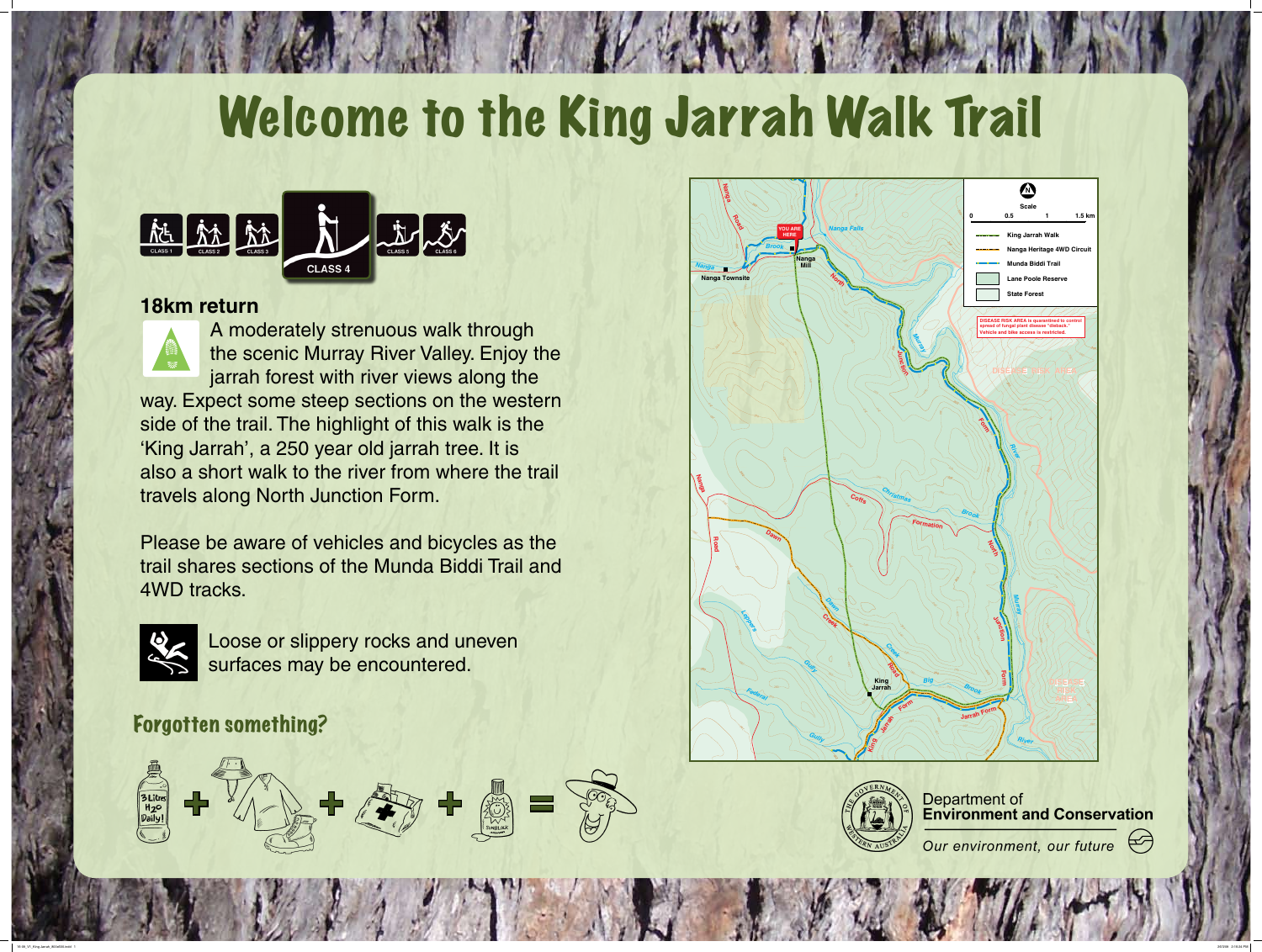# Welcome to the King Jarrah Walk Trail

CLASS 1 CLASS 2 CLASS 3 **CLASS 4** CLASS 5 CLASS 6

## 18km return

A moderately strenuous walk through the scenic Murray River Valley. Enjoy the jarrah forest with river views along the way. Expect some steep sections on the western side of the trail. The highlight of this walk is the 'King Jarrah', a 250 year old jarrah tree. It is also a short walk to the river from where the trail travels along North Junction Form.

Please be aware of vehicles and bicycles as the trail shares sections of the Munda Biddi Trail and 4WD tracks.

Loose or slippery rocks and uneven surfaces may be encountered.

## Forgotten something?

3 Litres $H_2O$ Daily! + + + SUNBLOCK =

Scale: 0 | 0.5 | 1 | 1.5 km

- King Jarrah Walk
- Nanga Heritage 4WD Circuit
- Munda Biddi Trail
- Lane Poole Reserve
- State Forest

DISEASE RISK AREA is quarantined to control spread of fungal plant disease "dieback." Vehicle and bike access is restricted.

YOU ARE HERE · Nanga Mill · Nanga Townsite · Nanga Falls · King Jarrah

Department of Environment and Conservation

*Our environment, our future*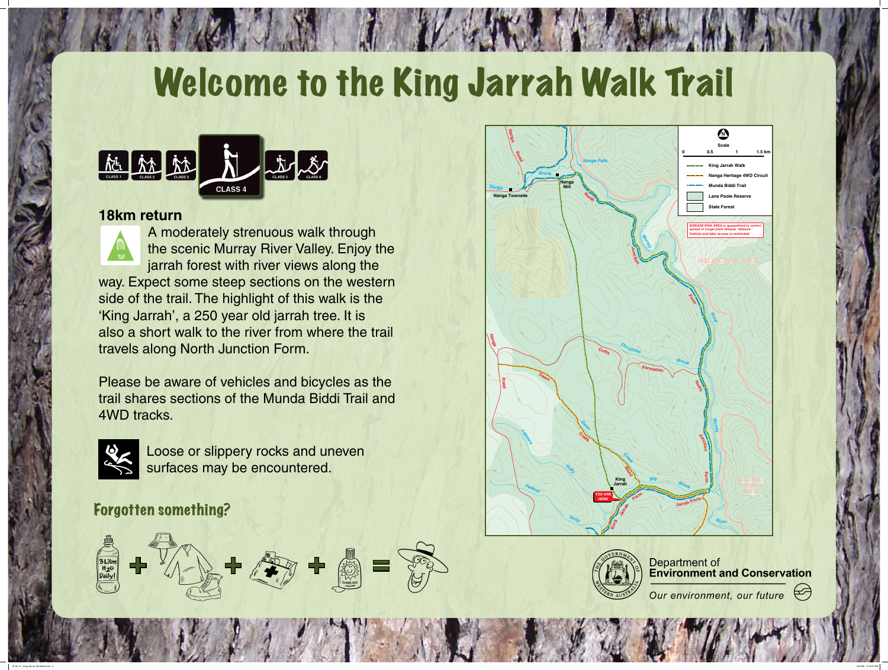# Welcome to the King Jarrah Walk Trail

CLASS 1 CLASS 2 CLASS 3 CLASS 4 CLASS 5 CLASS 6

**18km return**

A moderately strenuous walk through the scenic Murray River Valley. Enjoy the jarrah forest with river views along the way. Expect some steep sections on the western side of the trail. The highlight of this walk is the 'King Jarrah', a 250 year old jarrah tree. It is also a short walk to the river from where the trail travels along North Junction Form.

Please be aware of vehicles and bicycles as the trail shares sections of the Munda Biddi Trail and 4WD tracks.

Loose or slippery rocks and uneven surfaces may be encountered.

## Forgotten something?

3 Litres $H_2O$ Daily! + + + SUNBLOCK =

Scale
0 0.5 1 1.5 km

King Jarrah Walk
Nanga Heritage 4WD Circuit
Munda Biddi Trail
Lane Poole Reserve
State Forest

DISEASE RISK AREA is quarantined to control spread of fungal plant disease "dieback." Vehicle and bike access is restricted.

Nanga Townsite
Nanga Mill
Nanga Falls
King Jarrah
YOU ARE HERE
DISEASE RISK AREA

Department of
**Environment and Conservation**

*Our environment, our future*